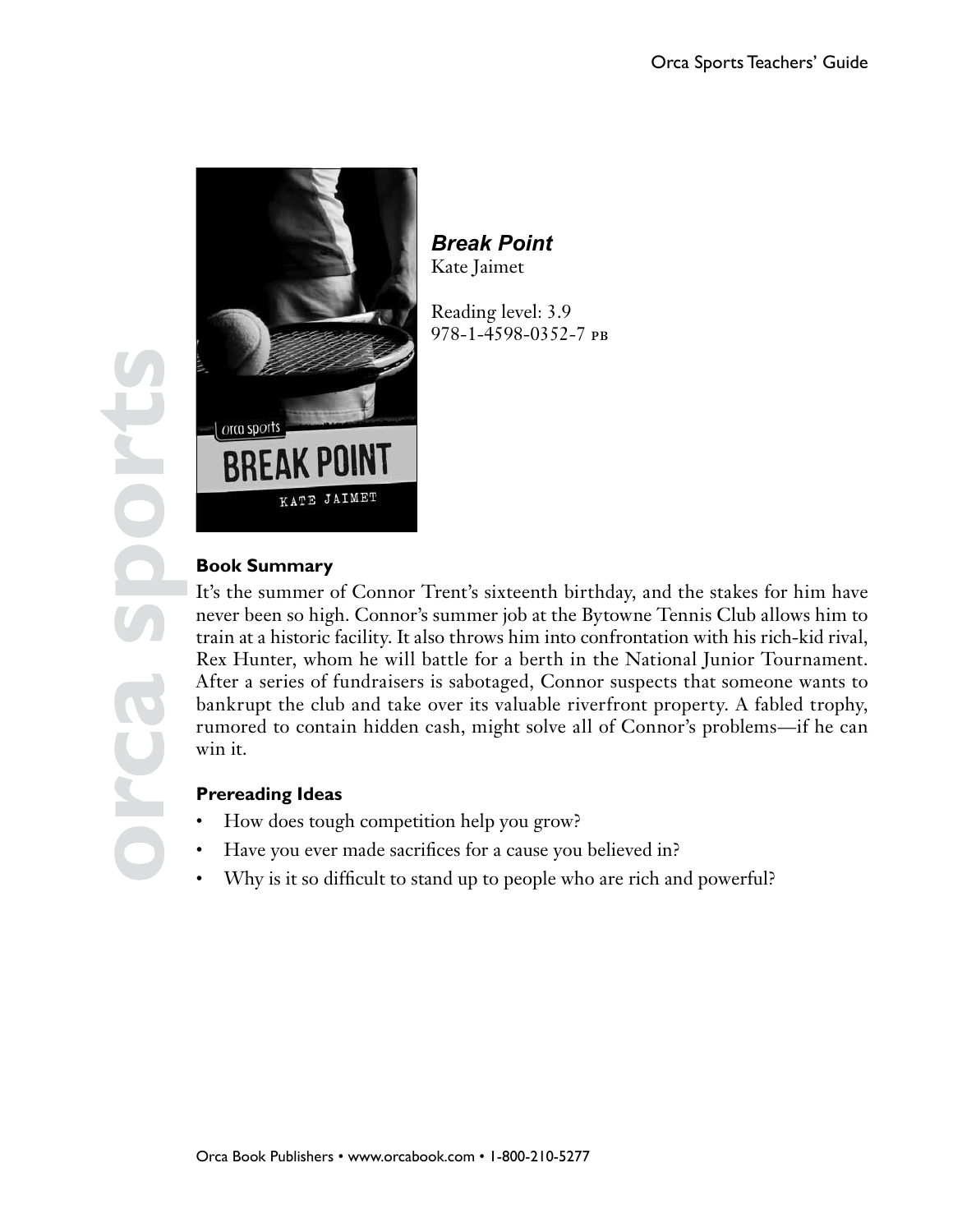***Break Point***
Kate Jaimet

Reading level: 3.9
978-1-4598-0352-7 PB

**Book Summary**

It's the summer of Connor Trent's sixteenth birthday, and the stakes for him have never been so high. Connor's summer job at the Bytowne Tennis Club allows him to train at a historic facility. It also throws him into confrontation with his rich-kid rival, Rex Hunter, whom he will battle for a berth in the National Junior Tournament. After a series of fundraisers is sabotaged, Connor suspects that someone wants to bankrupt the club and take over its valuable riverfront property. A fabled trophy, rumored to contain hidden cash, might solve all of Connor's problems—if he can win it.

**Prereading Ideas**

- How does tough competition help you grow?
- Have you ever made sacrifices for a cause you believed in?
- Why is it so difficult to stand up to people who are rich and powerful?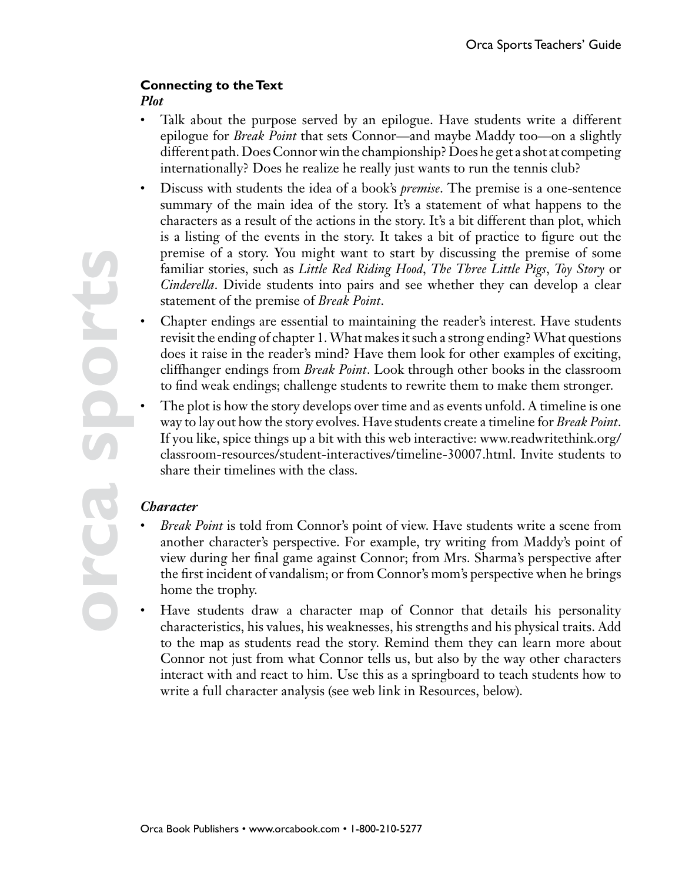## Connecting to the Text

### *Plot*

- Talk about the purpose served by an epilogue. Have students write a different epilogue for *Break Point* that sets Connor—and maybe Maddy too—on a slightly different path. Does Connor win the championship? Does he get a shot at competing internationally? Does he realize he really just wants to run the tennis club?
- Discuss with students the idea of a book's *premise*. The premise is a one-sentence summary of the main idea of the story. It's a statement of what happens to the characters as a result of the actions in the story. It's a bit different than plot, which is a listing of the events in the story. It takes a bit of practice to figure out the premise of a story. You might want to start by discussing the premise of some familiar stories, such as *Little Red Riding Hood*, *The Three Little Pigs*, *Toy Story* or *Cinderella*. Divide students into pairs and see whether they can develop a clear statement of the premise of *Break Point*.
- Chapter endings are essential to maintaining the reader's interest. Have students revisit the ending of chapter 1. What makes it such a strong ending? What questions does it raise in the reader's mind? Have them look for other examples of exciting, cliffhanger endings from *Break Point*. Look through other books in the classroom to find weak endings; challenge students to rewrite them to make them stronger.
- The plot is how the story develops over time and as events unfold. A timeline is one way to lay out how the story evolves. Have students create a timeline for *Break Point*. If you like, spice things up a bit with this web interactive: www.readwritethink.org/classroom-resources/student-interactives/timeline-30007.html. Invite students to share their timelines with the class.

### *Character*

- *Break Point* is told from Connor's point of view. Have students write a scene from another character's perspective. For example, try writing from Maddy's point of view during her final game against Connor; from Mrs. Sharma's perspective after the first incident of vandalism; or from Connor's mom's perspective when he brings home the trophy.
- Have students draw a character map of Connor that details his personality characteristics, his values, his weaknesses, his strengths and his physical traits. Add to the map as students read the story. Remind them they can learn more about Connor not just from what Connor tells us, but also by the way other characters interact with and react to him. Use this as a springboard to teach students how to write a full character analysis (see web link in Resources, below).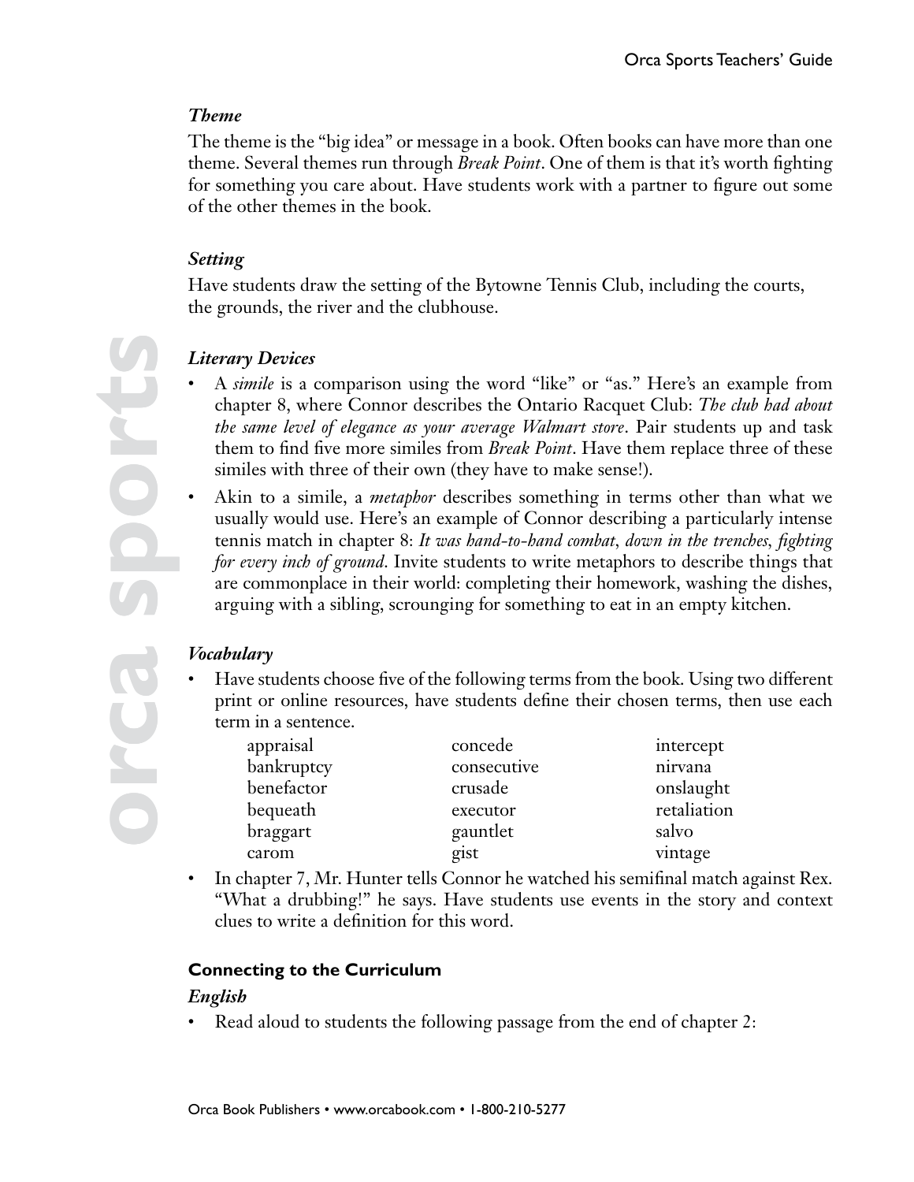### *Theme*

The theme is the "big idea" or message in a book. Often books can have more than one theme. Several themes run through *Break Point*. One of them is that it's worth fighting for something you care about. Have students work with a partner to figure out some of the other themes in the book.

### *Setting*

Have students draw the setting of the Bytowne Tennis Club, including the courts, the grounds, the river and the clubhouse.

### *Literary Devices*

- A *simile* is a comparison using the word "like" or "as." Here's an example from chapter 8, where Connor describes the Ontario Racquet Club: *The club had about the same level of elegance as your average Walmart store*. Pair students up and task them to find five more similes from *Break Point*. Have them replace three of these similes with three of their own (they have to make sense!).
- Akin to a simile, a *metaphor* describes something in terms other than what we usually would use. Here's an example of Connor describing a particularly intense tennis match in chapter 8: *It was hand-to-hand combat, down in the trenches, fighting for every inch of ground*. Invite students to write metaphors to describe things that are commonplace in their world: completing their homework, washing the dishes, arguing with a sibling, scrounging for something to eat in an empty kitchen.

### *Vocabulary*

- Have students choose five of the following terms from the book. Using two different print or online resources, have students define their chosen terms, then use each term in a sentence.

| | | |
|---|---|---|
| appraisal | concede | intercept |
| bankruptcy | consecutive | nirvana |
| benefactor | crusade | onslaught |
| bequeath | executor | retaliation |
| braggart | gauntlet | salvo |
| carom | gist | vintage |

- In chapter 7, Mr. Hunter tells Connor he watched his semifinal match against Rex. "What a drubbing!" he says. Have students use events in the story and context clues to write a definition for this word.

## **Connecting to the Curriculum**

### *English*

- Read aloud to students the following passage from the end of chapter 2: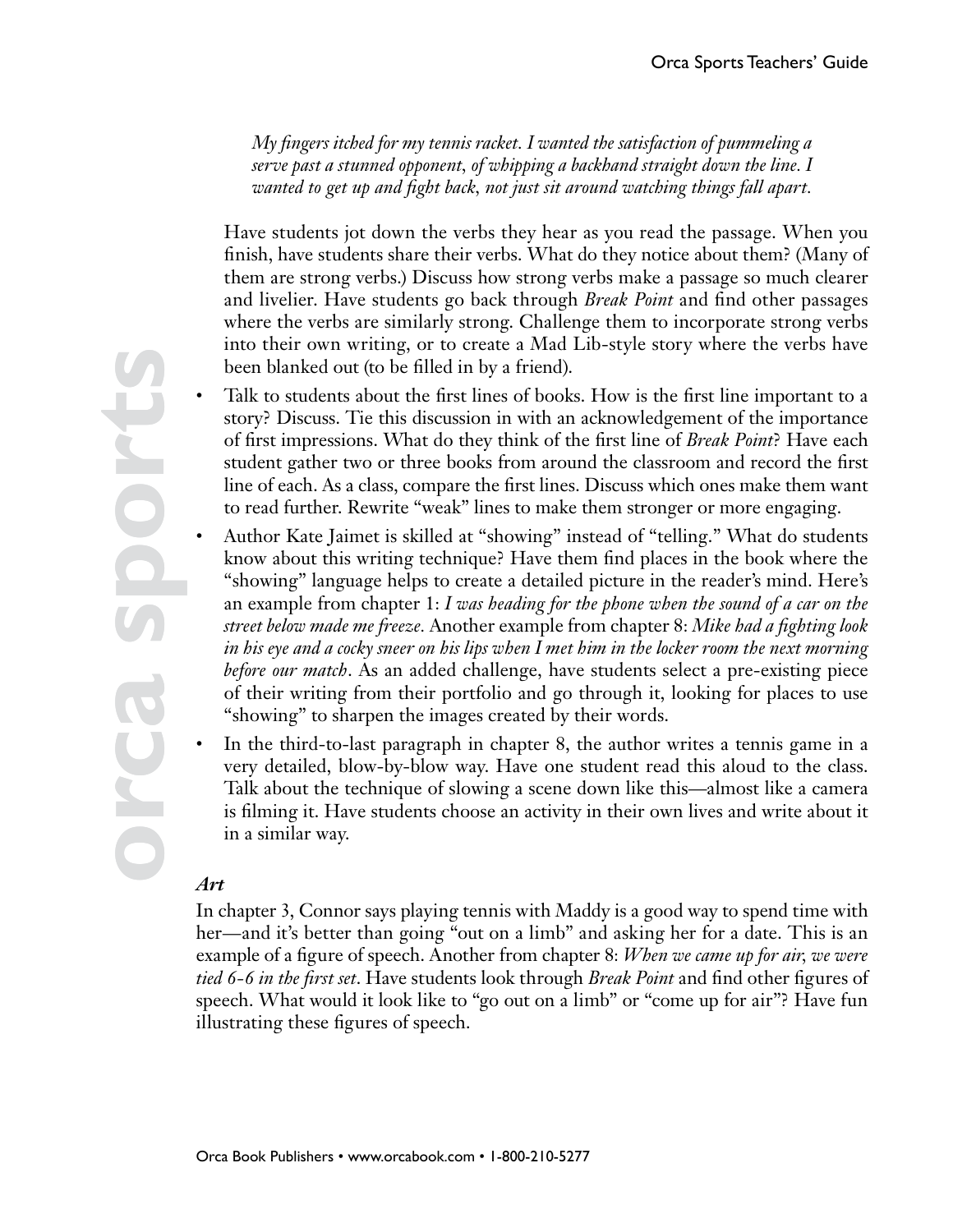*My fingers itched for my tennis racket. I wanted the satisfaction of pummeling a serve past a stunned opponent, of whipping a backhand straight down the line. I wanted to get up and fight back, not just sit around watching things fall apart.*

Have students jot down the verbs they hear as you read the passage. When you finish, have students share their verbs. What do they notice about them? (Many of them are strong verbs.) Discuss how strong verbs make a passage so much clearer and livelier. Have students go back through *Break Point* and find other passages where the verbs are similarly strong. Challenge them to incorporate strong verbs into their own writing, or to create a Mad Lib-style story where the verbs have been blanked out (to be filled in by a friend).

- Talk to students about the first lines of books. How is the first line important to a story? Discuss. Tie this discussion in with an acknowledgement of the importance of first impressions. What do they think of the first line of *Break Point*? Have each student gather two or three books from around the classroom and record the first line of each. As a class, compare the first lines. Discuss which ones make them want to read further. Rewrite "weak" lines to make them stronger or more engaging.
- Author Kate Jaimet is skilled at "showing" instead of "telling." What do students know about this writing technique? Have them find places in the book where the "showing" language helps to create a detailed picture in the reader's mind. Here's an example from chapter 1: *I was heading for the phone when the sound of a car on the street below made me freeze*. Another example from chapter 8: *Mike had a fighting look in his eye and a cocky sneer on his lips when I met him in the locker room the next morning before our match*. As an added challenge, have students select a pre-existing piece of their writing from their portfolio and go through it, looking for places to use "showing" to sharpen the images created by their words.
- In the third-to-last paragraph in chapter 8, the author writes a tennis game in a very detailed, blow-by-blow way. Have one student read this aloud to the class. Talk about the technique of slowing a scene down like this—almost like a camera is filming it. Have students choose an activity in their own lives and write about it in a similar way.

### *Art*

In chapter 3, Connor says playing tennis with Maddy is a good way to spend time with her—and it's better than going "out on a limb" and asking her for a date. This is an example of a figure of speech. Another from chapter 8: *When we came up for air, we were tied 6-6 in the first set*. Have students look through *Break Point* and find other figures of speech. What would it look like to "go out on a limb" or "come up for air"? Have fun illustrating these figures of speech.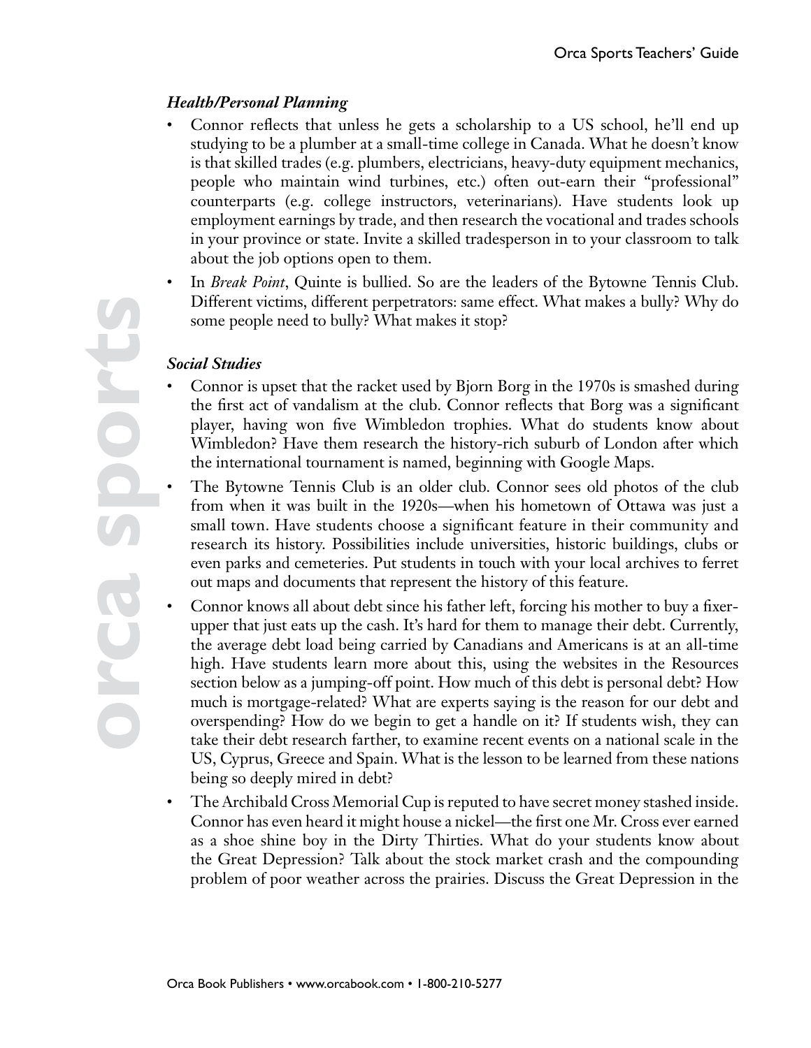### *Health/Personal Planning*

- Connor reflects that unless he gets a scholarship to a US school, he'll end up studying to be a plumber at a small-time college in Canada. What he doesn't know is that skilled trades (e.g. plumbers, electricians, heavy-duty equipment mechanics, people who maintain wind turbines, etc.) often out-earn their "professional" counterparts (e.g. college instructors, veterinarians). Have students look up employment earnings by trade, and then research the vocational and trades schools in your province or state. Invite a skilled tradesperson in to your classroom to talk about the job options open to them.
- In *Break Point*, Quinte is bullied. So are the leaders of the Bytowne Tennis Club. Different victims, different perpetrators: same effect. What makes a bully? Why do some people need to bully? What makes it stop?

### *Social Studies*

- Connor is upset that the racket used by Bjorn Borg in the 1970s is smashed during the first act of vandalism at the club. Connor reflects that Borg was a significant player, having won five Wimbledon trophies. What do students know about Wimbledon? Have them research the history-rich suburb of London after which the international tournament is named, beginning with Google Maps.
- The Bytowne Tennis Club is an older club. Connor sees old photos of the club from when it was built in the 1920s—when his hometown of Ottawa was just a small town. Have students choose a significant feature in their community and research its history. Possibilities include universities, historic buildings, clubs or even parks and cemeteries. Put students in touch with your local archives to ferret out maps and documents that represent the history of this feature.
- Connor knows all about debt since his father left, forcing his mother to buy a fixer-upper that just eats up the cash. It's hard for them to manage their debt. Currently, the average debt load being carried by Canadians and Americans is at an all-time high. Have students learn more about this, using the websites in the Resources section below as a jumping-off point. How much of this debt is personal debt? How much is mortgage-related? What are experts saying is the reason for our debt and overspending? How do we begin to get a handle on it? If students wish, they can take their debt research farther, to examine recent events on a national scale in the US, Cyprus, Greece and Spain. What is the lesson to be learned from these nations being so deeply mired in debt?
- The Archibald Cross Memorial Cup is reputed to have secret money stashed inside. Connor has even heard it might house a nickel—the first one Mr. Cross ever earned as a shoe shine boy in the Dirty Thirties. What do your students know about the Great Depression? Talk about the stock market crash and the compounding problem of poor weather across the prairies. Discuss the Great Depression in the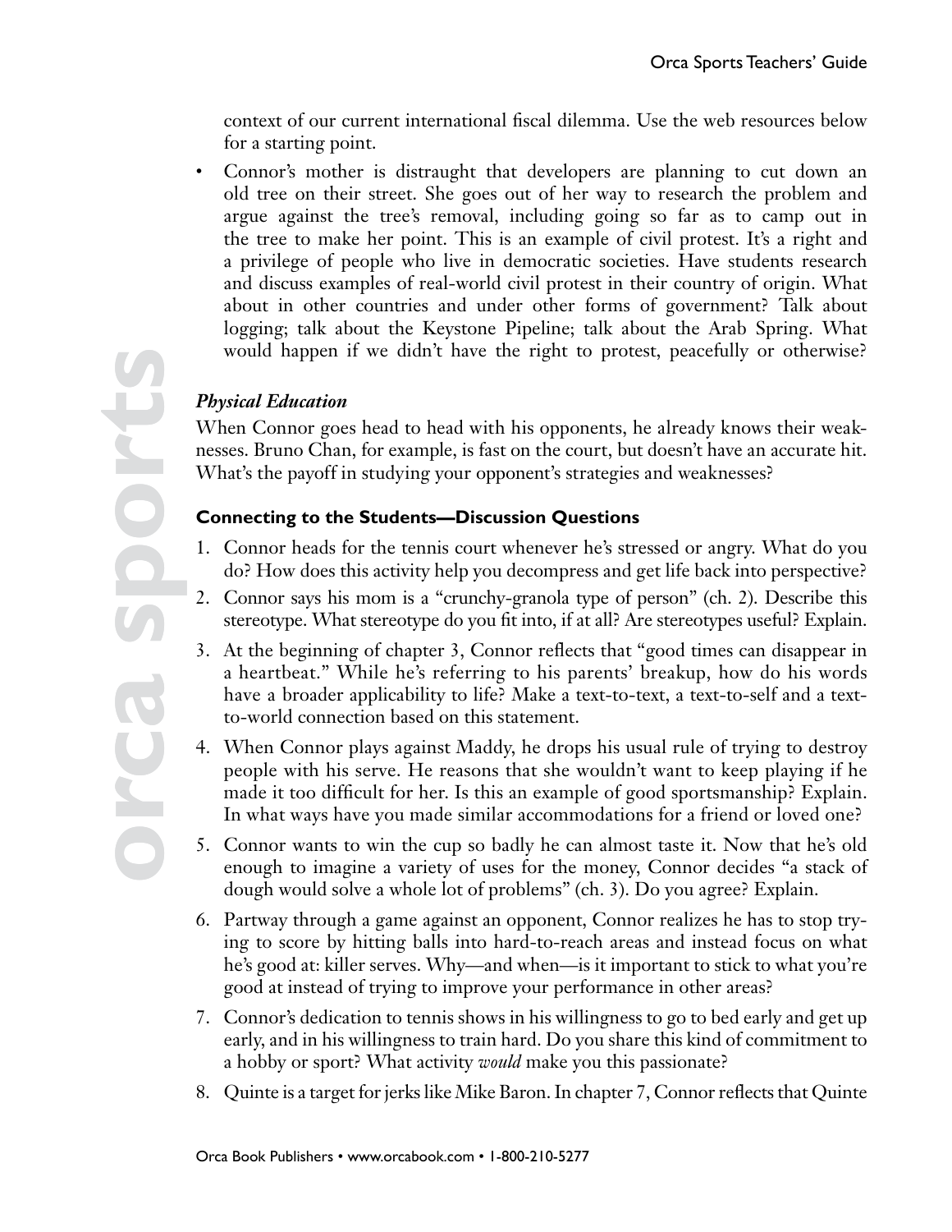context of our current international fiscal dilemma. Use the web resources below for a starting point.

- Connor's mother is distraught that developers are planning to cut down an old tree on their street. She goes out of her way to research the problem and argue against the tree's removal, including going so far as to camp out in the tree to make her point. This is an example of civil protest. It's a right and a privilege of people who live in democratic societies. Have students research and discuss examples of real-world civil protest in their country of origin. What about in other countries and under other forms of government? Talk about logging; talk about the Keystone Pipeline; talk about the Arab Spring. What would happen if we didn't have the right to protest, peacefully or otherwise?

***Physical Education***

When Connor goes head to head with his opponents, he already knows their weaknesses. Bruno Chan, for example, is fast on the court, but doesn't have an accurate hit. What's the payoff in studying your opponent's strategies and weaknesses?

### Connecting to the Students—Discussion Questions

1. Connor heads for the tennis court whenever he's stressed or angry. What do you do? How does this activity help you decompress and get life back into perspective?
2. Connor says his mom is a "crunchy-granola type of person" (ch. 2). Describe this stereotype. What stereotype do you fit into, if at all? Are stereotypes useful? Explain.
3. At the beginning of chapter 3, Connor reflects that "good times can disappear in a heartbeat." While he's referring to his parents' breakup, how do his words have a broader applicability to life? Make a text-to-text, a text-to-self and a text-to-world connection based on this statement.
4. When Connor plays against Maddy, he drops his usual rule of trying to destroy people with his serve. He reasons that she wouldn't want to keep playing if he made it too difficult for her. Is this an example of good sportsmanship? Explain. In what ways have you made similar accommodations for a friend or loved one?
5. Connor wants to win the cup so badly he can almost taste it. Now that he's old enough to imagine a variety of uses for the money, Connor decides "a stack of dough would solve a whole lot of problems" (ch. 3). Do you agree? Explain.
6. Partway through a game against an opponent, Connor realizes he has to stop trying to score by hitting balls into hard-to-reach areas and instead focus on what he's good at: killer serves. Why—and when—is it important to stick to what you're good at instead of trying to improve your performance in other areas?
7. Connor's dedication to tennis shows in his willingness to go to bed early and get up early, and in his willingness to train hard. Do you share this kind of commitment to a hobby or sport? What activity *would* make you this passionate?
8. Quinte is a target for jerks like Mike Baron. In chapter 7, Connor reflects that Quinte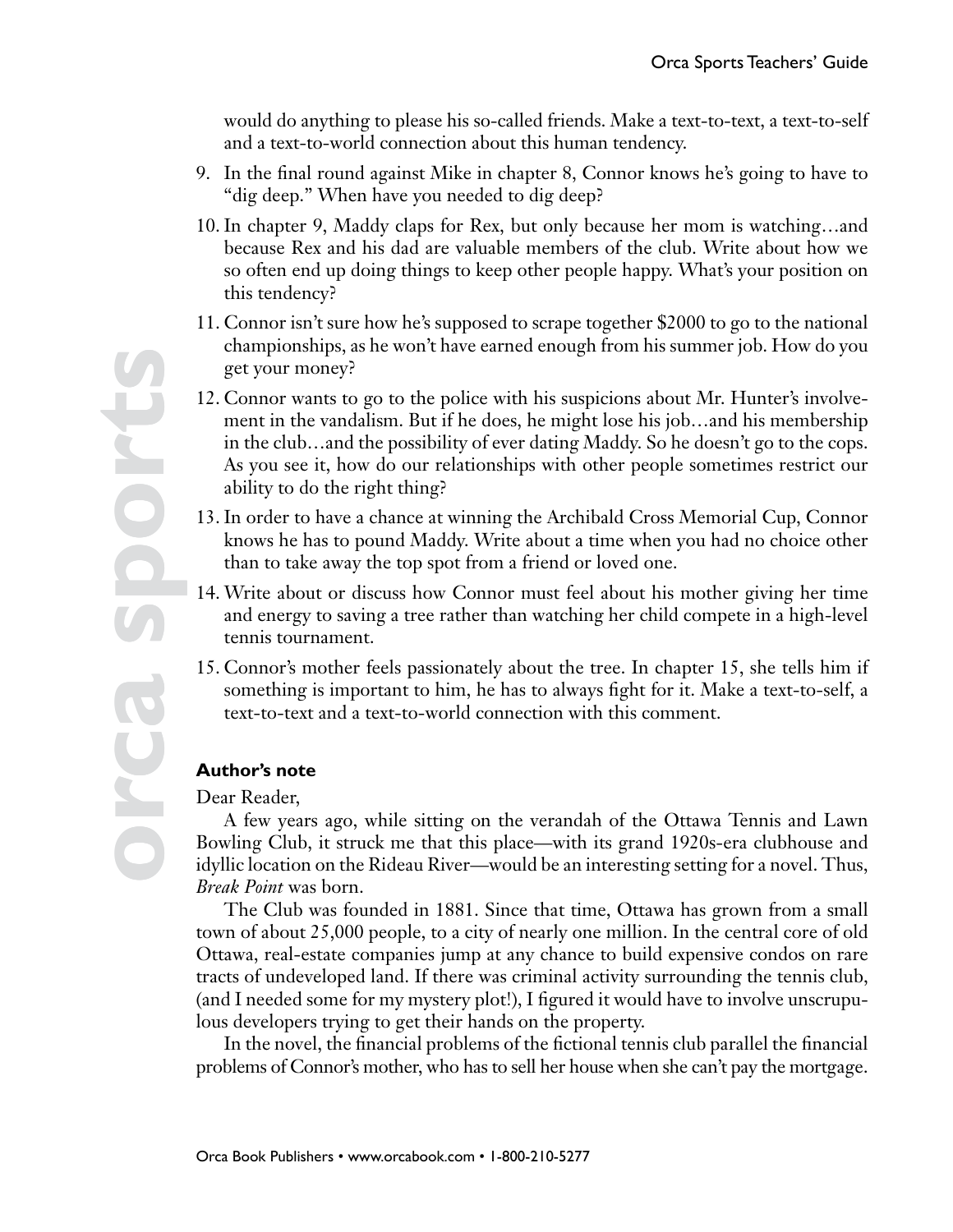would do anything to please his so-called friends. Make a text-to-text, a text-to-self and a text-to-world connection about this human tendency.

9. In the final round against Mike in chapter 8, Connor knows he's going to have to "dig deep." When have you needed to dig deep?
10. In chapter 9, Maddy claps for Rex, but only because her mom is watching…and because Rex and his dad are valuable members of the club. Write about how we so often end up doing things to keep other people happy. What's your position on this tendency?
11. Connor isn't sure how he's supposed to scrape together $2000 to go to the national championships, as he won't have earned enough from his summer job. How do you get your money?
12. Connor wants to go to the police with his suspicions about Mr. Hunter's involvement in the vandalism. But if he does, he might lose his job…and his membership in the club…and the possibility of ever dating Maddy. So he doesn't go to the cops. As you see it, how do our relationships with other people sometimes restrict our ability to do the right thing?
13. In order to have a chance at winning the Archibald Cross Memorial Cup, Connor knows he has to pound Maddy. Write about a time when you had no choice other than to take away the top spot from a friend or loved one.
14. Write about or discuss how Connor must feel about his mother giving her time and energy to saving a tree rather than watching her child compete in a high-level tennis tournament.
15. Connor's mother feels passionately about the tree. In chapter 15, she tells him if something is important to him, he has to always fight for it. Make a text-to-self, a text-to-text and a text-to-world connection with this comment.

**Author's note**

Dear Reader,

A few years ago, while sitting on the verandah of the Ottawa Tennis and Lawn Bowling Club, it struck me that this place—with its grand 1920s-era clubhouse and idyllic location on the Rideau River—would be an interesting setting for a novel. Thus, *Break Point* was born.

The Club was founded in 1881. Since that time, Ottawa has grown from a small town of about 25,000 people, to a city of nearly one million. In the central core of old Ottawa, real-estate companies jump at any chance to build expensive condos on rare tracts of undeveloped land. If there was criminal activity surrounding the tennis club, (and I needed some for my mystery plot!), I figured it would have to involve unscrupulous developers trying to get their hands on the property.

In the novel, the financial problems of the fictional tennis club parallel the financial problems of Connor's mother, who has to sell her house when she can't pay the mortgage.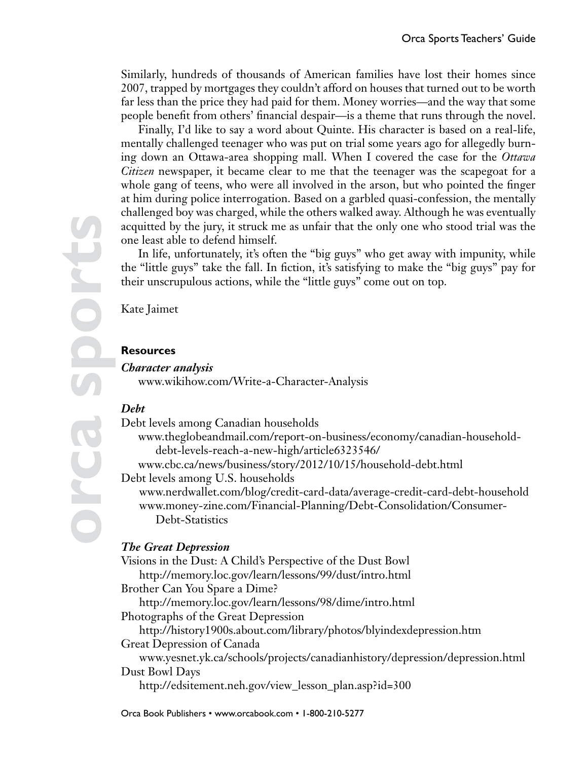Similarly, hundreds of thousands of American families have lost their homes since 2007, trapped by mortgages they couldn't afford on houses that turned out to be worth far less than the price they had paid for them. Money worries—and the way that some people benefit from others' financial despair—is a theme that runs through the novel.

Finally, I'd like to say a word about Quinte. His character is based on a real-life, mentally challenged teenager who was put on trial some years ago for allegedly burning down an Ottawa-area shopping mall. When I covered the case for the *Ottawa Citizen* newspaper, it became clear to me that the teenager was the scapegoat for a whole gang of teens, who were all involved in the arson, but who pointed the finger at him during police interrogation. Based on a garbled quasi-confession, the mentally challenged boy was charged, while the others walked away. Although he was eventually acquitted by the jury, it struck me as unfair that the only one who stood trial was the one least able to defend himself.

In life, unfortunately, it's often the "big guys" who get away with impunity, while the "little guys" take the fall. In fiction, it's satisfying to make the "big guys" pay for their unscrupulous actions, while the "little guys" come out on top.

Kate Jaimet

## Resources

***Character analysis***

www.wikihow.com/Write-a-Character-Analysis

***Debt***

Debt levels among Canadian households

www.theglobeandmail.com/report-on-business/economy/canadian-household-debt-levels-reach-a-new-high/article6323546/

www.cbc.ca/news/business/story/2012/10/15/household-debt.html

Debt levels among U.S. households

www.nerdwallet.com/blog/credit-card-data/average-credit-card-debt-household

www.money-zine.com/Financial-Planning/Debt-Consolidation/Consumer-Debt-Statistics

***The Great Depression***

Visions in the Dust: A Child's Perspective of the Dust Bowl

http://memory.loc.gov/learn/lessons/99/dust/intro.html

Brother Can You Spare a Dime?

http://memory.loc.gov/learn/lessons/98/dime/intro.html

Photographs of the Great Depression

http://history1900s.about.com/library/photos/blyindexdepression.htm

Great Depression of Canada

www.yesnet.yk.ca/schools/projects/canadianhistory/depression/depression.html

Dust Bowl Days

http://edsitement.neh.gov/view_lesson_plan.asp?id=300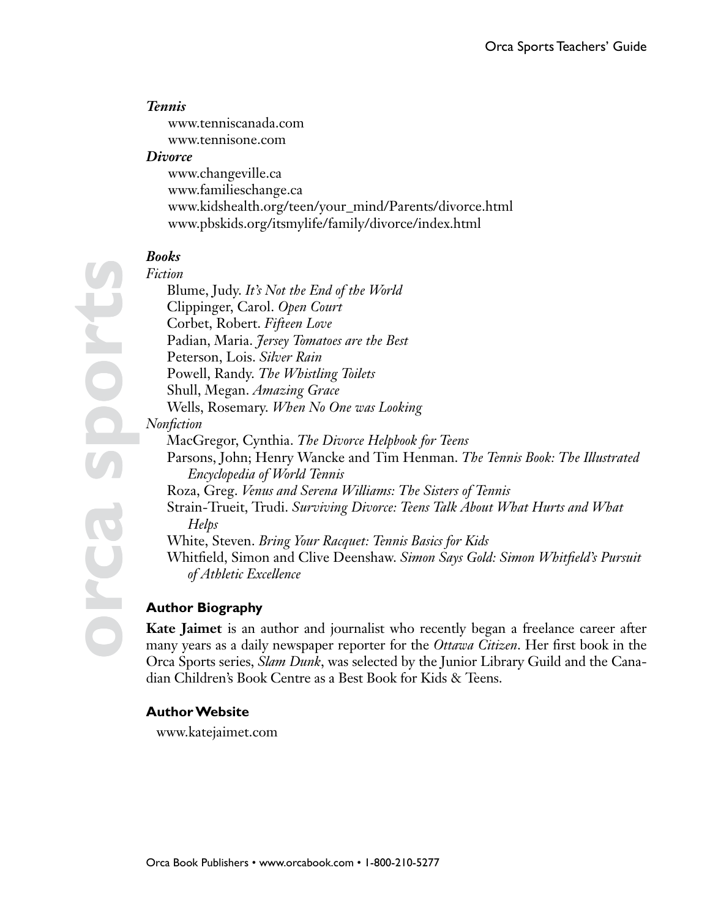***Tennis***

www.tenniscanada.com
www.tennisone.com

***Divorce***

www.changeville.ca
www.familieschange.ca
www.kidshealth.org/teen/your_mind/Parents/divorce.html
www.pbskids.org/itsmylife/family/divorce/index.html

***Books***

*Fiction*

- Blume, Judy. *It's Not the End of the World*
- Clippinger, Carol. *Open Court*
- Corbet, Robert. *Fifteen Love*
- Padian, Maria. *Jersey Tomatoes are the Best*
- Peterson, Lois. *Silver Rain*
- Powell, Randy. *The Whistling Toilets*
- Shull, Megan. *Amazing Grace*
- Wells, Rosemary. *When No One was Looking*

*Nonfiction*

- MacGregor, Cynthia. *The Divorce Helpbook for Teens*
- Parsons, John; Henry Wancke and Tim Henman. *The Tennis Book: The Illustrated Encyclopedia of World Tennis*
- Roza, Greg. *Venus and Serena Williams: The Sisters of Tennis*
- Strain-Trueit, Trudi. *Surviving Divorce: Teens Talk About What Hurts and What Helps*
- White, Steven. *Bring Your Racquet: Tennis Basics for Kids*
- Whitfield, Simon and Clive Deenshaw. *Simon Says Gold: Simon Whitfield's Pursuit of Athletic Excellence*

## Author Biography

**Kate Jaimet** is an author and journalist who recently began a freelance career after many years as a daily newspaper reporter for the *Ottawa Citizen*. Her first book in the Orca Sports series, *Slam Dunk*, was selected by the Junior Library Guild and the Canadian Children's Book Centre as a Best Book for Kids & Teens.

## Author Website

www.katejaimet.com